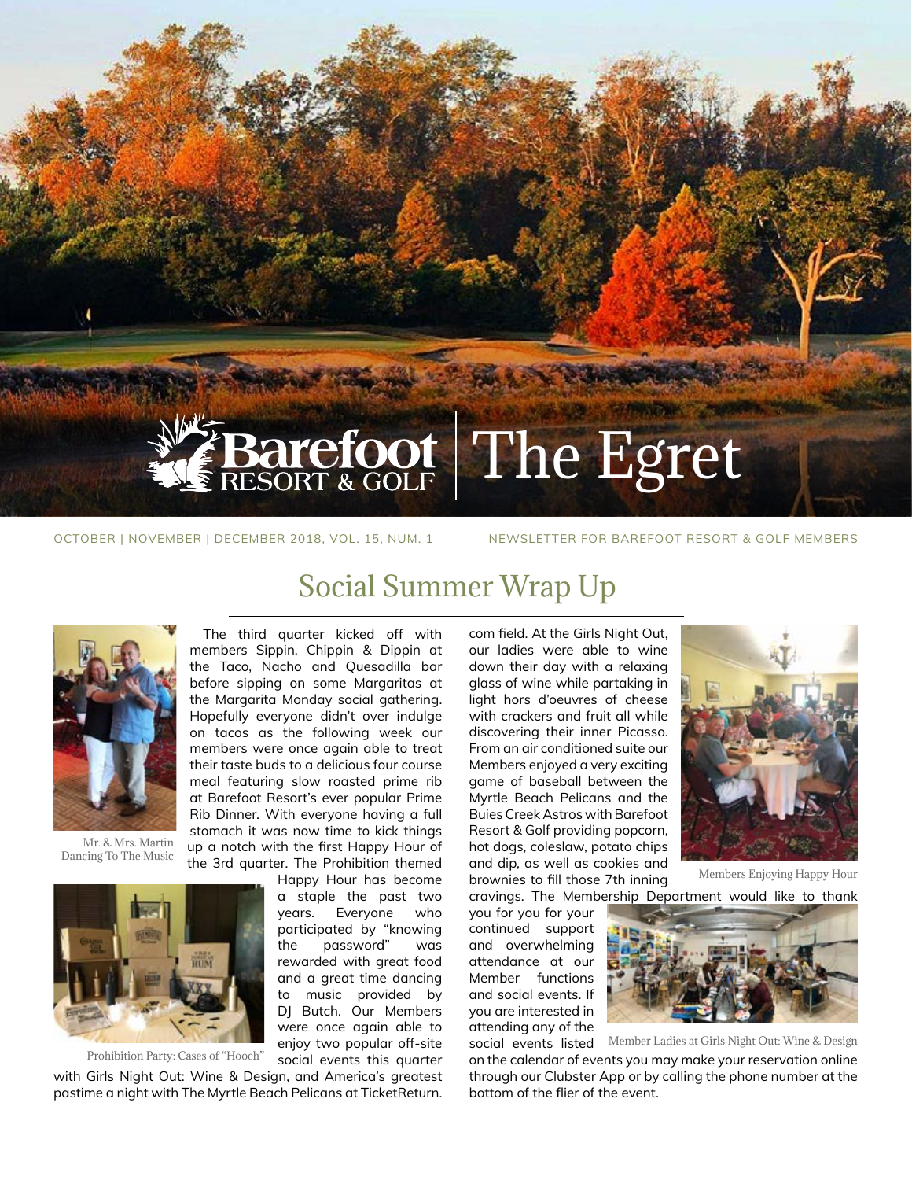# Barefoot Resort & Golf | The Egret

OCTOBER | NOVEMBER | DECEMBER 2018, VOL. 15, NUM. 1

NEWSLETTER FOR BAREFOOT RESORT & GOLF MEMBERS

## Social Summer Wrap Up

Mr. & Mrs. Martin Dancing To The Music

The third quarter kicked off with members Sippin, Chippin & Dippin at the Taco, Nacho and Quesadilla bar before sipping on some Margaritas at the Margarita Monday social gathering. Hopefully everyone didn't over indulge on tacos as the following week our members were once again able to treat their taste buds to a delicious four course meal featuring slow roasted prime rib at Barefoot Resort's ever popular Prime Rib Dinner. With everyone having a full stomach it was now time to kick things up a notch with the first Happy Hour of the 3rd quarter. The Prohibition themed Happy Hour has become a staple the past two years. Everyone who participated by "knowing the password" was rewarded with great food and a great time dancing to music provided by DJ Butch. Our Members were once again able to enjoy two popular off-site social events this quarter with Girls Night Out: Wine & Design, and America's greatest pastime a night with The Myrtle Beach Pelicans at TicketReturn.com field. At the Girls Night Out, our ladies were able to wine down their day with a relaxing glass of wine while partaking in light hors d'oeuvres of cheese with crackers and fruit all while discovering their inner Picasso. From an air conditioned suite our Members enjoyed a very exciting game of baseball between the Myrtle Beach Pelicans and the Buies Creek Astros with Barefoot Resort & Golf providing popcorn, hot dogs, coleslaw, potato chips and dip, as well as cookies and brownies to fill those 7th inning cravings. The Membership Department would like to thank you for you for your continued support and overwhelming attendance at our Member functions and social events. If you are interested in attending any of the social events listed on the calendar of events you may make your reservation online through our Clubster App or by calling the phone number at the bottom of the flier of the event.

Prohibition Party: Cases of "Hooch"

Members Enjoying Happy Hour

Member Ladies at Girls Night Out: Wine & Design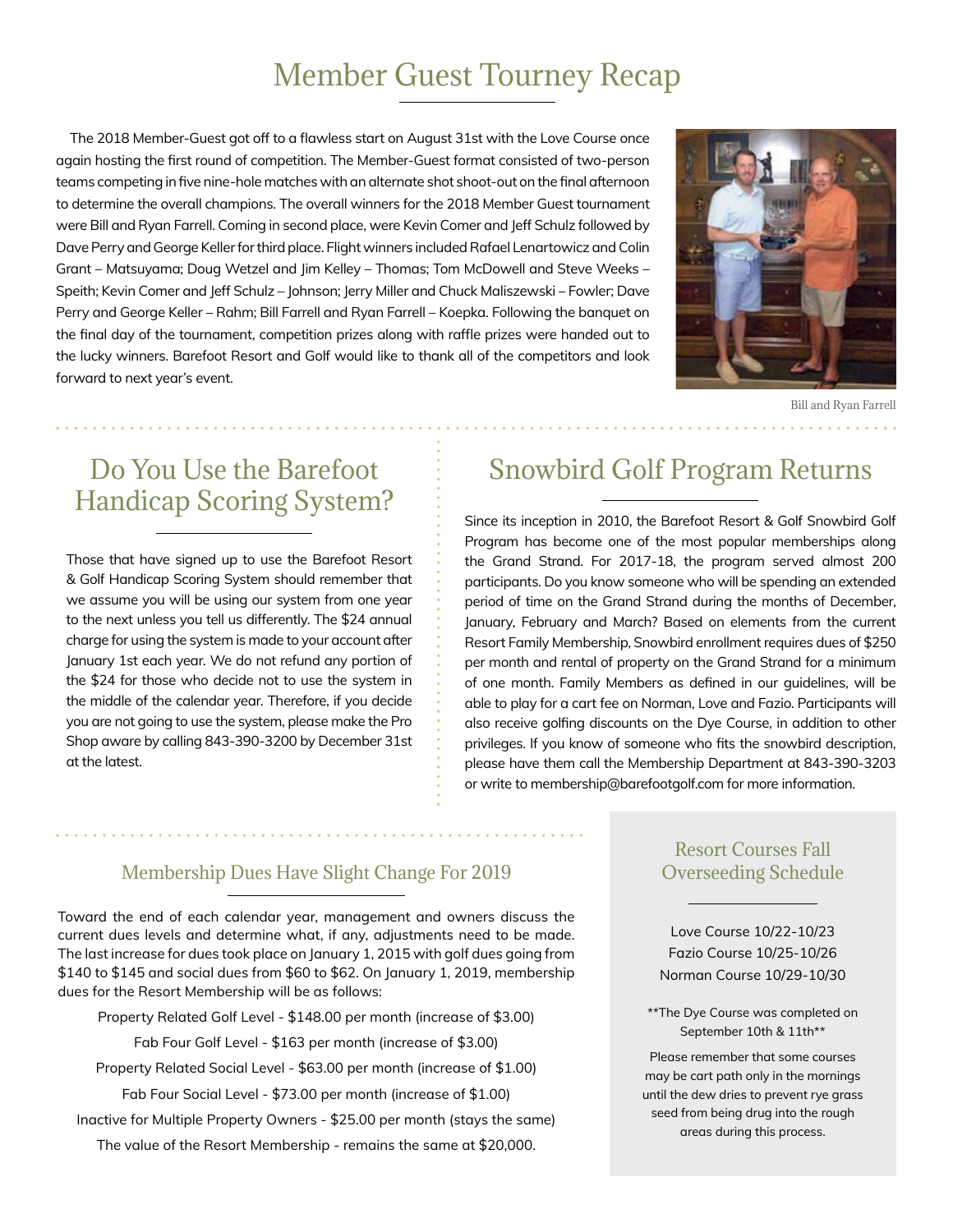# Member Guest Tourney Recap

The 2018 Member-Guest got off to a flawless start on August 31st with the Love Course once again hosting the first round of competition. The Member-Guest format consisted of two-person teams competing in five nine-hole matches with an alternate shot shoot-out on the final afternoon to determine the overall champions. The overall winners for the 2018 Member Guest tournament were Bill and Ryan Farrell. Coming in second place, were Kevin Comer and Jeff Schulz followed by Dave Perry and George Keller for third place. Flight winners included Rafael Lenartowicz and Colin Grant – Matsuyama; Doug Wetzel and Jim Kelley – Thomas; Tom McDowell and Steve Weeks – Speith; Kevin Comer and Jeff Schulz – Johnson; Jerry Miller and Chuck Maliszewski – Fowler; Dave Perry and George Keller – Rahm; Bill Farrell and Ryan Farrell – Koepka. Following the banquet on the final day of the tournament, competition prizes along with raffle prizes were handed out to the lucky winners. Barefoot Resort and Golf would like to thank all of the competitors and look forward to next year's event.

Bill and Ryan Farrell

## Do You Use the Barefoot Handicap Scoring System?

Those that have signed up to use the Barefoot Resort & Golf Handicap Scoring System should remember that we assume you will be using our system from one year to the next unless you tell us differently. The $24 annual charge for using the system is made to your account after January 1st each year. We do not refund any portion of the $24 for those who decide not to use the system in the middle of the calendar year. Therefore, if you decide you are not going to use the system, please make the Pro Shop aware by calling 843-390-3200 by December 31st at the latest.

## Snowbird Golf Program Returns

Since its inception in 2010, the Barefoot Resort & Golf Snowbird Golf Program has become one of the most popular memberships along the Grand Strand. For 2017-18, the program served almost 200 participants. Do you know someone who will be spending an extended period of time on the Grand Strand during the months of December, January, February and March? Based on elements from the current Resort Family Membership, Snowbird enrollment requires dues of $250 per month and rental of property on the Grand Strand for a minimum of one month. Family Members as defined in our guidelines, will be able to play for a cart fee on Norman, Love and Fazio. Participants will also receive golfing discounts on the Dye Course, in addition to other privileges. If you know of someone who fits the snowbird description, please have them call the Membership Department at 843-390-3203 or write to membership@barefootgolf.com for more information.

## Membership Dues Have Slight Change For 2019

Toward the end of each calendar year, management and owners discuss the current dues levels and determine what, if any, adjustments need to be made. The last increase for dues took place on January 1, 2015 with golf dues going from $140 to $145 and social dues from $60 to $62. On January 1, 2019, membership dues for the Resort Membership will be as follows:

Property Related Golf Level - $148.00 per month (increase of $3.00)

Fab Four Golf Level - $163 per month (increase of $3.00)

Property Related Social Level - $63.00 per month (increase of $1.00)

Fab Four Social Level - $73.00 per month (increase of $1.00)

Inactive for Multiple Property Owners - $25.00 per month (stays the same)

The value of the Resort Membership - remains the same at $20,000.

## Resort Courses Fall Overseeding Schedule

Love Course 10/22-10/23
Fazio Course 10/25-10/26
Norman Course 10/29-10/30

**The Dye Course was completed on September 10th & 11th**

Please remember that some courses may be cart path only in the mornings until the dew dries to prevent rye grass seed from being drug into the rough areas during this process.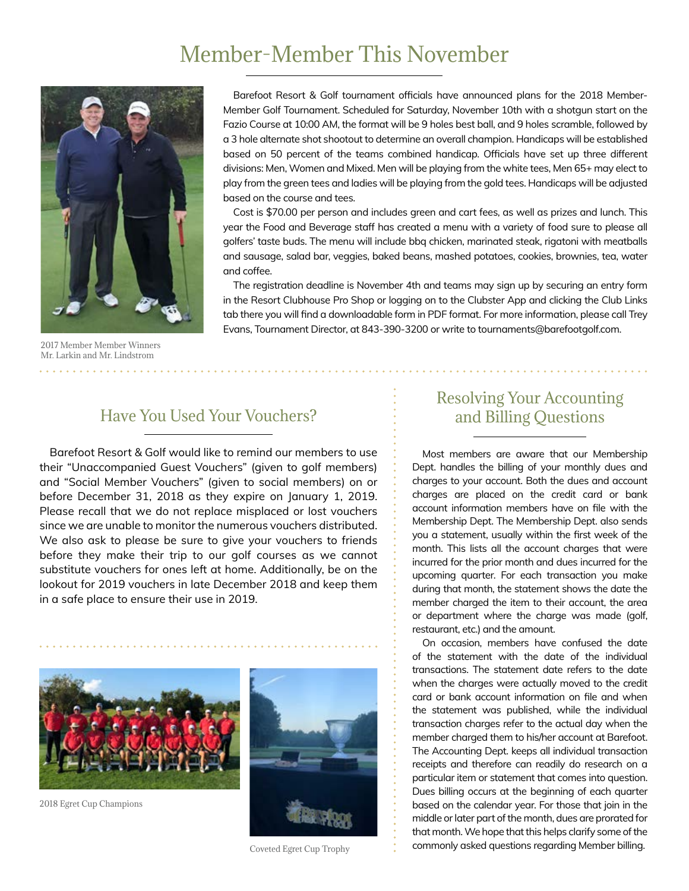# Member-Member This November

Barefoot Resort & Golf tournament officials have announced plans for the 2018 Member-Member Golf Tournament. Scheduled for Saturday, November 10th with a shotgun start on the Fazio Course at 10:00 AM, the format will be 9 holes best ball, and 9 holes scramble, followed by a 3 hole alternate shot shootout to determine an overall champion. Handicaps will be established based on 50 percent of the teams combined handicap. Officials have set up three different divisions: Men, Women and Mixed. Men will be playing from the white tees, Men 65+ may elect to play from the green tees and ladies will be playing from the gold tees. Handicaps will be adjusted based on the course and tees.

Cost is $70.00 per person and includes green and cart fees, as well as prizes and lunch. This year the Food and Beverage staff has created a menu with a variety of food sure to please all golfers' taste buds. The menu will include bbq chicken, marinated steak, rigatoni with meatballs and sausage, salad bar, veggies, baked beans, mashed potatoes, cookies, brownies, tea, water and coffee.

The registration deadline is November 4th and teams may sign up by securing an entry form in the Resort Clubhouse Pro Shop or logging on to the Clubster App and clicking the Club Links tab there you will find a downloadable form in PDF format. For more information, please call Trey Evans, Tournament Director, at 843-390-3200 or write to tournaments@barefootgolf.com.

2017 Member Member Winners
Mr. Larkin and Mr. Lindstrom

## Have You Used Your Vouchers?

Barefoot Resort & Golf would like to remind our members to use their "Unaccompanied Guest Vouchers" (given to golf members) and "Social Member Vouchers" (given to social members) on or before December 31, 2018 as they expire on January 1, 2019. Please recall that we do not replace misplaced or lost vouchers since we are unable to monitor the numerous vouchers distributed. We also ask to please be sure to give your vouchers to friends before they make their trip to our golf courses as we cannot substitute vouchers for ones left at home. Additionally, be on the lookout for 2019 vouchers in late December 2018 and keep them in a safe place to ensure their use in 2019.

2018 Egret Cup Champions

Coveted Egret Cup Trophy

## Resolving Your Accounting and Billing Questions

Most members are aware that our Membership Dept. handles the billing of your monthly dues and charges to your account. Both the dues and account charges are placed on the credit card or bank account information members have on file with the Membership Dept. The Membership Dept. also sends you a statement, usually within the first week of the month. This lists all the account charges that were incurred for the prior month and dues incurred for the upcoming quarter. For each transaction you make during that month, the statement shows the date the member charged the item to their account, the area or department where the charge was made (golf, restaurant, etc.) and the amount.

On occasion, members have confused the date of the statement with the date of the individual transactions. The statement date refers to the date when the charges were actually moved to the credit card or bank account information on file and when the statement was published, while the individual transaction charges refer to the actual day when the member charged them to his/her account at Barefoot. The Accounting Dept. keeps all individual transaction receipts and therefore can readily do research on a particular item or statement that comes into question. Dues billing occurs at the beginning of each quarter based on the calendar year. For those that join in the middle or later part of the month, dues are prorated for that month. We hope that this helps clarify some of the commonly asked questions regarding Member billing.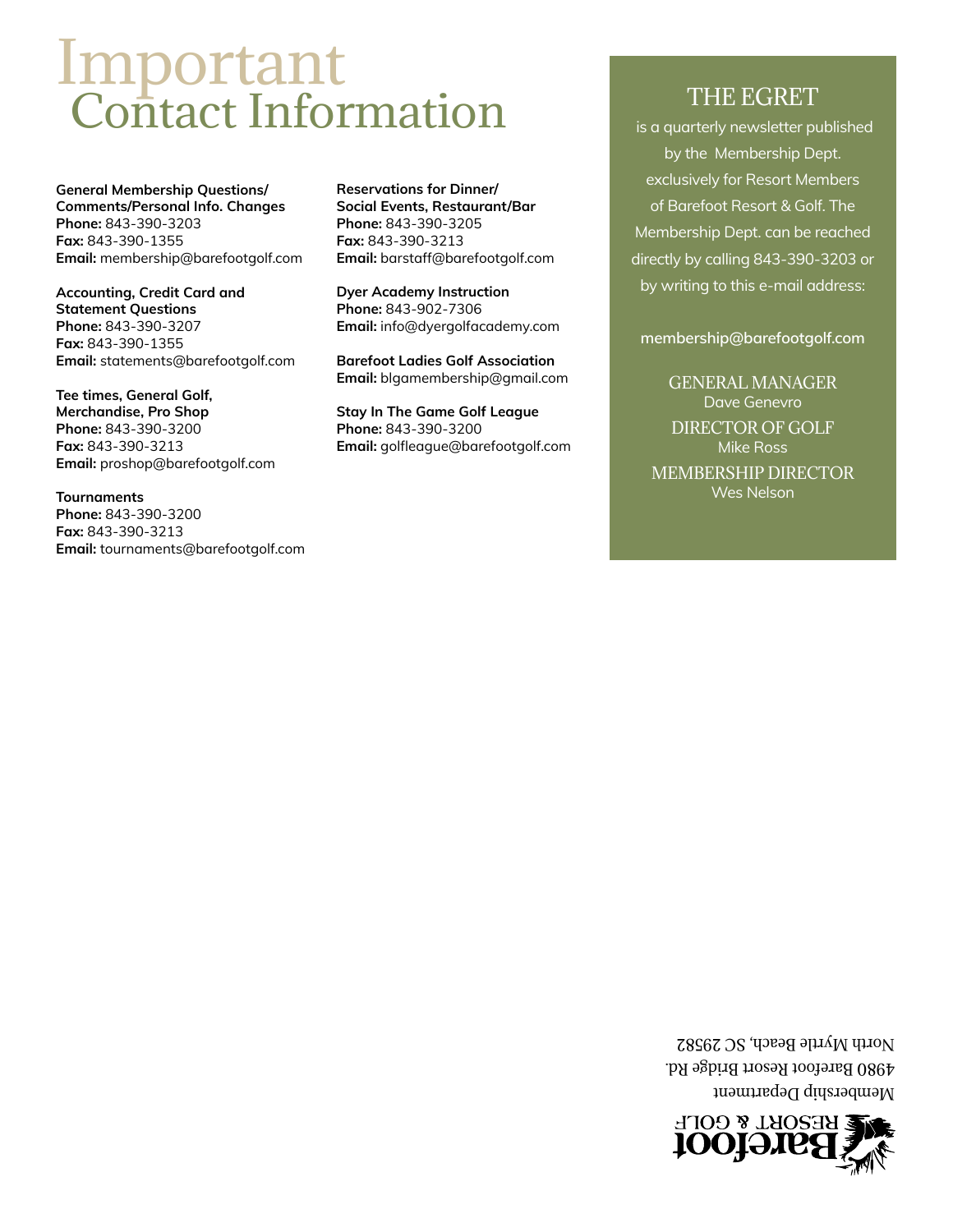# Important Contact Information

**General Membership Questions/ Comments/Personal Info. Changes**
**Phone:** 843-390-3203
**Fax:** 843-390-1355
**Email:** membership@barefootgolf.com

**Accounting, Credit Card and Statement Questions**
**Phone:** 843-390-3207
**Fax:** 843-390-1355
**Email:** statements@barefootgolf.com

**Tee times, General Golf, Merchandise, Pro Shop**
**Phone:** 843-390-3200
**Fax:** 843-390-3213
**Email:** proshop@barefootgolf.com

**Tournaments**
**Phone:** 843-390-3200
**Fax:** 843-390-3213
**Email:** tournaments@barefootgolf.com

**Reservations for Dinner/ Social Events, Restaurant/Bar**
**Phone:** 843-390-3205
**Fax:** 843-390-3213
**Email:** barstaff@barefootgolf.com

**Dyer Academy Instruction**
**Phone:** 843-902-7306
**Email:** info@dyergolfacademy.com

**Barefoot Ladies Golf Association**
**Email:** blgamembership@gmail.com

**Stay In The Game Golf League**
**Phone:** 843-390-3200
**Email:** golfleague@barefootgolf.com

## THE EGRET

is a quarterly newsletter published by the Membership Dept. exclusively for Resort Members of Barefoot Resort & Golf. The Membership Dept. can be reached directly by calling 843-390-3203 or by writing to this e-mail address:

**membership@barefootgolf.com**

GENERAL MANAGER
Dave Genevro

DIRECTOR OF GOLF
Mike Ross

MEMBERSHIP DIRECTOR
Wes Nelson

Barefoot RESORT & GOLF
Membership Department
4980 Barefoot Resort Bridge Rd.
North Myrtle Beach, SC 29582